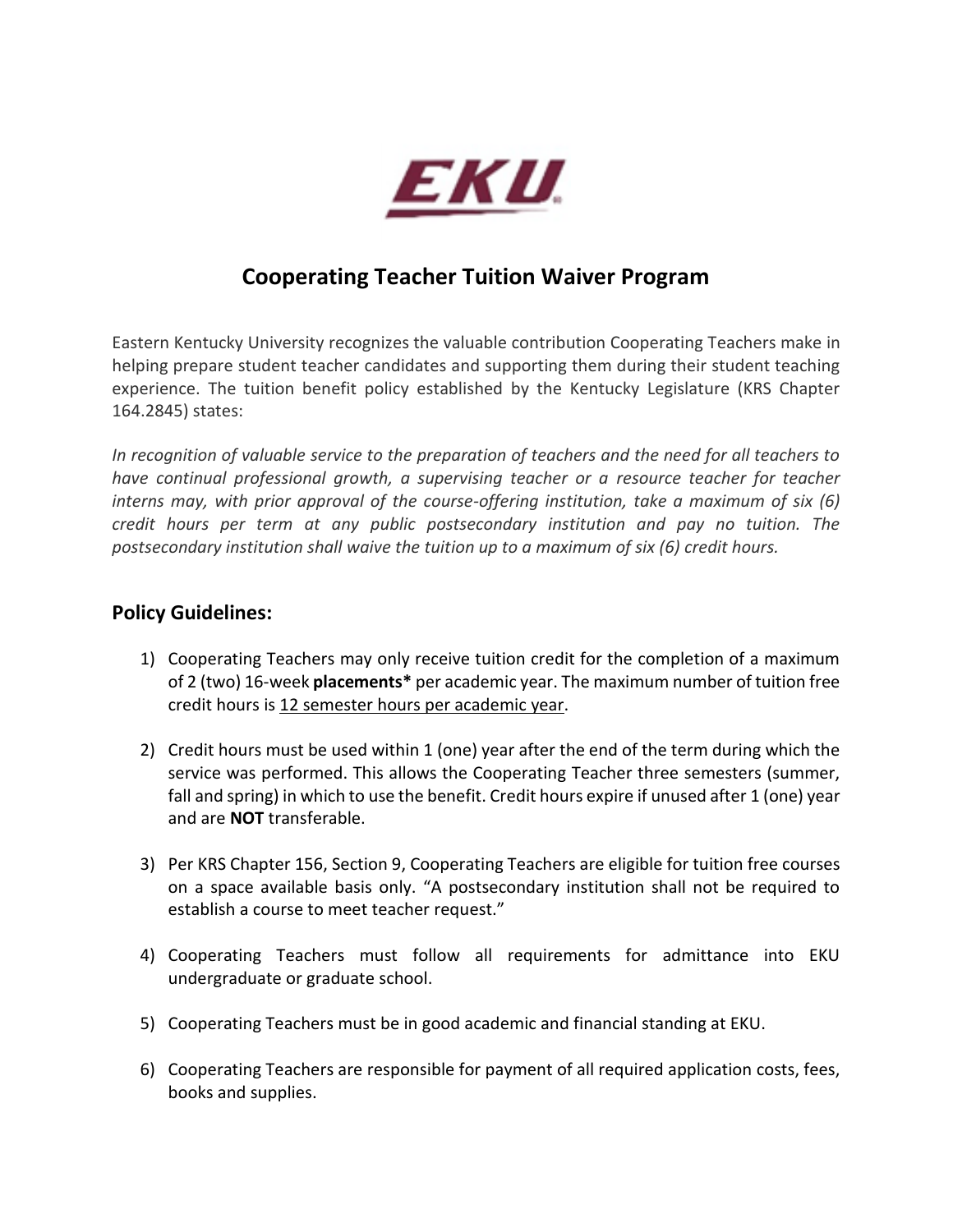EKU

# Cooperating Teacher Tuition Waiver Program

Eastern Kentucky University recognizes the valuable contribution Cooperating Teachers make in helping prepare student teacher candidates and supporting them during their student teaching experience. The tuition benefit policy established by the Kentucky Legislature (KRS Chapter 164.2845) states:

*In recognition of valuable service to the preparation of teachers and the need for all teachers to have continual professional growth, a supervising teacher or a resource teacher for teacher interns may, with prior approval of the course-offering institution, take a maximum of six (6) credit hours per term at any public postsecondary institution and pay no tuition. The postsecondary institution shall waive the tuition up to a maximum of six (6) credit hours.*

## Policy Guidelines:

1) Cooperating Teachers may only receive tuition credit for the completion of a maximum of 2 (two) 16-week **placements*** per academic year. The maximum number of tuition free credit hours is <u>12 semester hours per academic year</u>.

2) Credit hours must be used within 1 (one) year after the end of the term during which the service was performed. This allows the Cooperating Teacher three semesters (summer, fall and spring) in which to use the benefit. Credit hours expire if unused after 1 (one) year and are **NOT** transferable.

3) Per KRS Chapter 156, Section 9, Cooperating Teachers are eligible for tuition free courses on a space available basis only. "A postsecondary institution shall not be required to establish a course to meet teacher request."

4) Cooperating Teachers must follow all requirements for admittance into EKU undergraduate or graduate school.

5) Cooperating Teachers must be in good academic and financial standing at EKU.

6) Cooperating Teachers are responsible for payment of all required application costs, fees, books and supplies.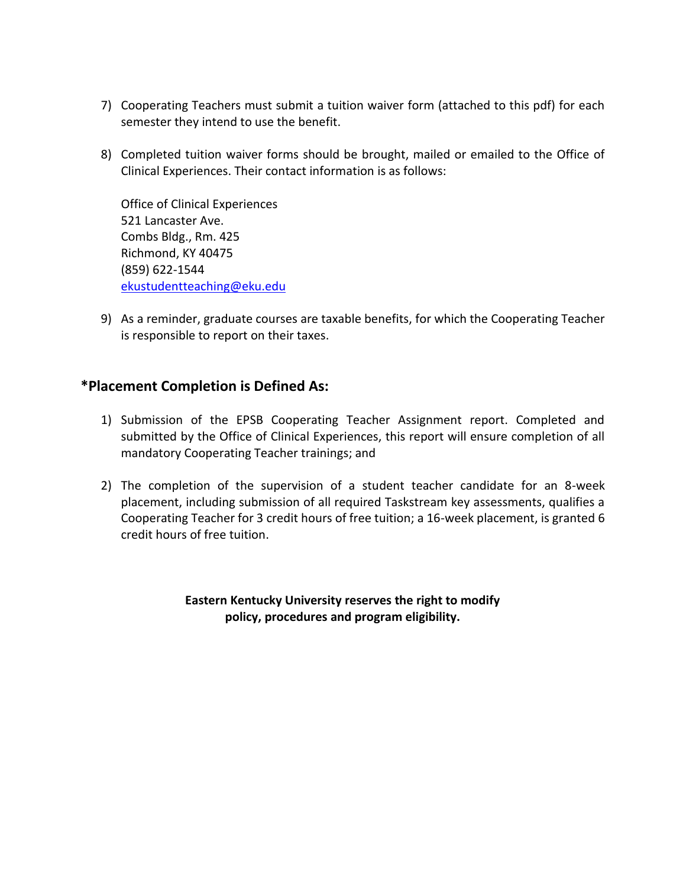7) Cooperating Teachers must submit a tuition waiver form (attached to this pdf) for each semester they intend to use the benefit.

8) Completed tuition waiver forms should be brought, mailed or emailed to the Office of Clinical Experiences. Their contact information is as follows:

   Office of Clinical Experiences
   521 Lancaster Ave.
   Combs Bldg., Rm. 425
   Richmond, KY 40475
   (859) 622-1544
   ekustudentteaching@eku.edu

9) As a reminder, graduate courses are taxable benefits, for which the Cooperating Teacher is responsible to report on their taxes.

## *Placement Completion is Defined As:

1) Submission of the EPSB Cooperating Teacher Assignment report. Completed and submitted by the Office of Clinical Experiences, this report will ensure completion of all mandatory Cooperating Teacher trainings; and

2) The completion of the supervision of a student teacher candidate for an 8-week placement, including submission of all required Taskstream key assessments, qualifies a Cooperating Teacher for 3 credit hours of free tuition; a 16-week placement, is granted 6 credit hours of free tuition.

**Eastern Kentucky University reserves the right to modify policy, procedures and program eligibility.**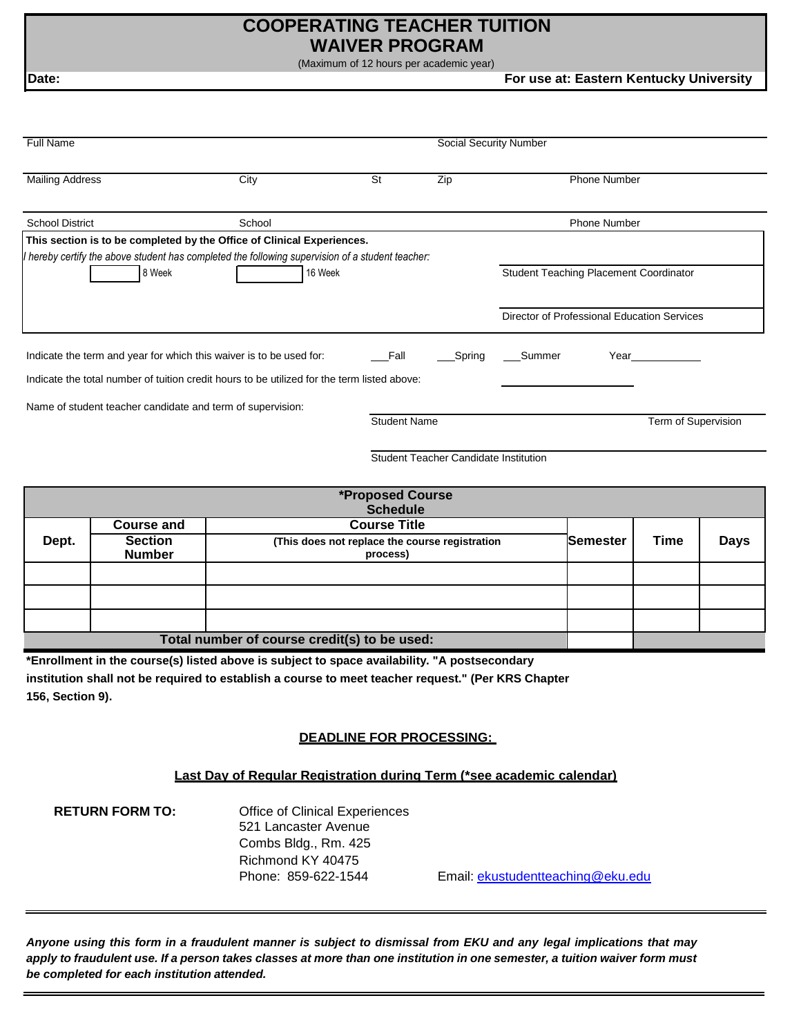# COOPERATING TEACHER TUITION WAIVER PROGRAM

(Maximum of 12 hours per academic year)

**Date:**

**For use at: Eastern Kentucky University**

Full Name | Social Security Number

Mailing Address | City | St | Zip | Phone Number

School District | School | Phone Number

**This section is to be completed by the Office of Clinical Experiences.**

*I hereby certify the above student has completed the following supervision of a student teacher:*

☐ 8 Week ☐ 16 Week

Student Teaching Placement Coordinator

Director of Professional Education Services

Indicate the term and year for which this waiver is to be used for: ___Fall ___Spring ___Summer Year___________

Indicate the total number of tuition credit hours to be utilized for the term listed above: ___________

Name of student teacher candidate and term of supervision:

Student Name | Term of Supervision

Student Teacher Candidate Institution

| **\*Proposed Course Schedule** | | | | | |
|---|---|---|---|---|---|
| **Dept.** | **Course and Section Number** | **Course Title (This does not replace the course registration process)** | **Semester** | **Time** | **Days** |
| | | | | | |
| | | | | | |
| | | | | | |
| | | **Total number of course credit(s) to be used:** | | | |

**\*Enrollment in the course(s) listed above is subject to space availability. "A postsecondary institution shall not be required to establish a course to meet teacher request." (Per KRS Chapter 156, Section 9).**

**DEADLINE FOR PROCESSING:**

**Last Day of Regular Registration during Term (\*see academic calendar)**

**RETURN FORM TO:**

Office of Clinical Experiences
521 Lancaster Avenue
Combs Bldg., Rm. 425
Richmond KY 40475
Phone: 859-622-1544

Email: ekustudentteaching@eku.edu

***Anyone using this form in a fraudulent manner is subject to dismissal from EKU and any legal implications that may apply to fraudulent use. If a person takes classes at more than one institution in one semester, a tuition waiver form must be completed for each institution attended.***